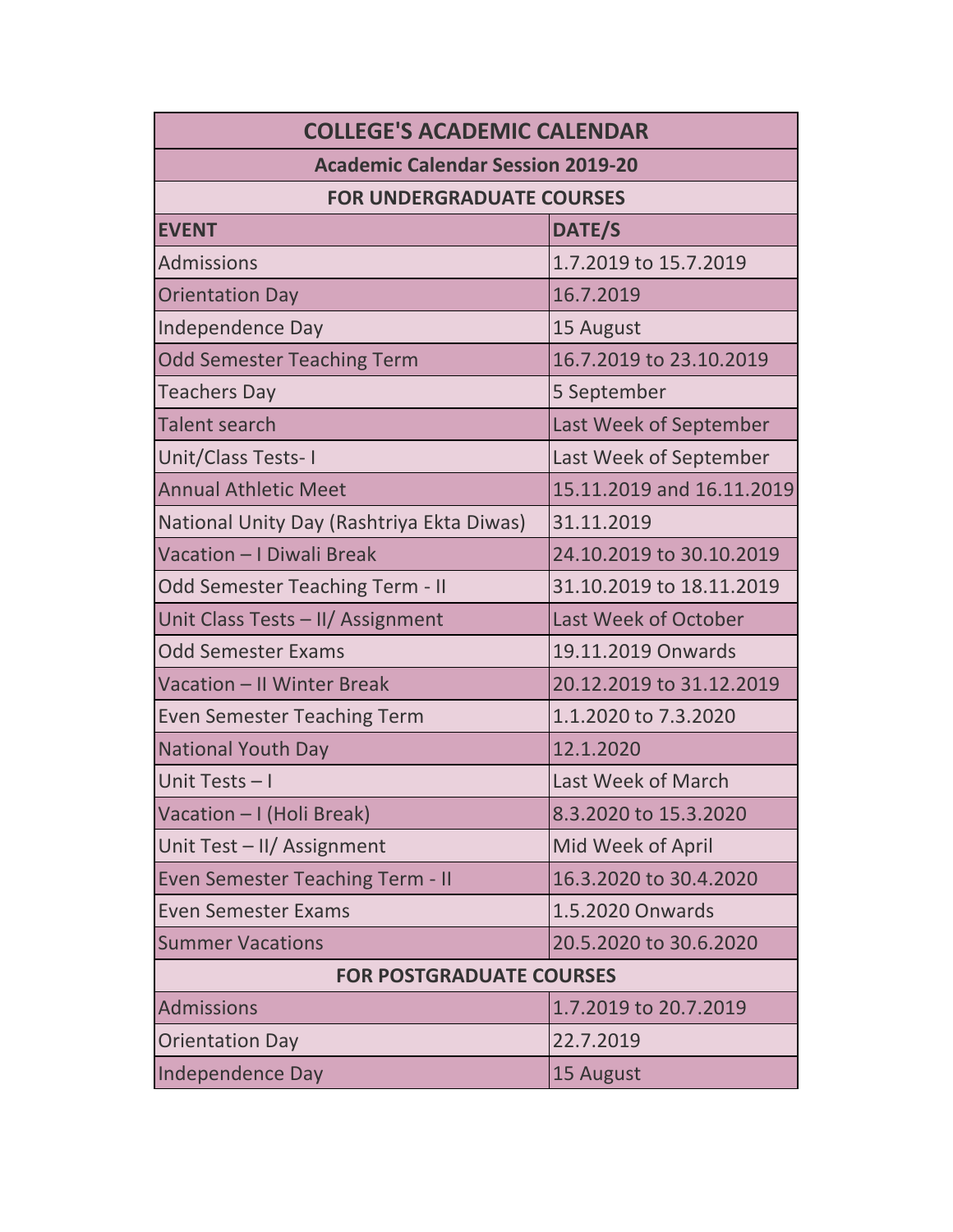| COLLEGE'S ACADEMIC CALENDAR | |
|---|---|
| **Academic Calendar Session 2019-20** | |
| **FOR UNDERGRADUATE COURSES** | |
| **EVENT** | **DATE/S** |
| Admissions | 1.7.2019 to 15.7.2019 |
| Orientation Day | 16.7.2019 |
| Independence Day | 15 August |
| Odd Semester Teaching Term | 16.7.2019 to 23.10.2019 |
| Teachers Day | 5 September |
| Talent search | Last Week of September |
| Unit/Class Tests- I | Last Week of September |
| Annual Athletic Meet | 15.11.2019 and 16.11.2019 |
| National Unity Day (Rashtriya Ekta Diwas) | 31.11.2019 |
| Vacation – I Diwali Break | 24.10.2019 to 30.10.2019 |
| Odd Semester Teaching Term - II | 31.10.2019 to 18.11.2019 |
| Unit Class Tests – II/ Assignment | Last Week of October |
| Odd Semester Exams | 19.11.2019 Onwards |
| Vacation – II Winter Break | 20.12.2019 to 31.12.2019 |
| Even Semester Teaching Term | 1.1.2020 to 7.3.2020 |
| National Youth Day | 12.1.2020 |
| Unit Tests – I | Last Week of March |
| Vacation – I (Holi Break) | 8.3.2020 to 15.3.2020 |
| Unit Test – II/ Assignment | Mid Week of April |
| Even Semester Teaching Term - II | 16.3.2020 to 30.4.2020 |
| Even Semester Exams | 1.5.2020 Onwards |
| Summer Vacations | 20.5.2020 to 30.6.2020 |
| **FOR POSTGRADUATE COURSES** | |
| Admissions | 1.7.2019 to 20.7.2019 |
| Orientation Day | 22.7.2019 |
| Independence Day | 15 August |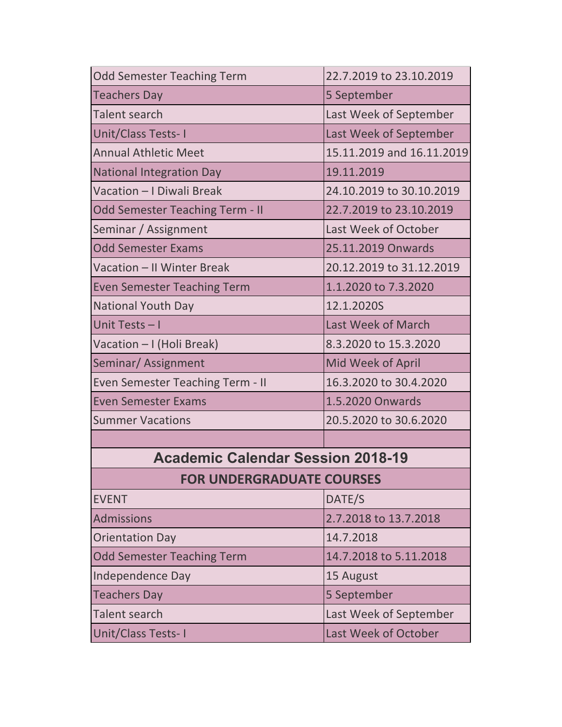| | |
|---|---|
| Odd Semester Teaching Term | 22.7.2019 to 23.10.2019 |
| Teachers Day | 5 September |
| Talent search | Last Week of September |
| Unit/Class Tests- I | Last Week of September |
| Annual Athletic Meet | 15.11.2019 and 16.11.2019 |
| National Integration Day | 19.11.2019 |
| Vacation – I Diwali Break | 24.10.2019 to 30.10.2019 |
| Odd Semester Teaching Term - II | 22.7.2019 to 23.10.2019 |
| Seminar / Assignment | Last Week of October |
| Odd Semester Exams | 25.11.2019 Onwards |
| Vacation – II Winter Break | 20.12.2019 to 31.12.2019 |
| Even Semester Teaching Term | 1.1.2020 to 7.3.2020 |
| National Youth Day | 12.1.2020S |
| Unit Tests – I | Last Week of March |
| Vacation – I (Holi Break) | 8.3.2020 to 15.3.2020 |
| Seminar/ Assignment | Mid Week of April |
| Even Semester Teaching Term - II | 16.3.2020 to 30.4.2020 |
| Even Semester Exams | 1.5.2020 Onwards |
| Summer Vacations | 20.5.2020 to 30.6.2020 |
| | |

## Academic Calendar Session 2018-19

### FOR UNDERGRADUATE COURSES

| EVENT | DATE/S |
|---|---|
| Admissions | 2.7.2018 to 13.7.2018 |
| Orientation Day | 14.7.2018 |
| Odd Semester Teaching Term | 14.7.2018 to 5.11.2018 |
| Independence Day | 15 August |
| Teachers Day | 5 September |
| Talent search | Last Week of September |
| Unit/Class Tests- I | Last Week of October |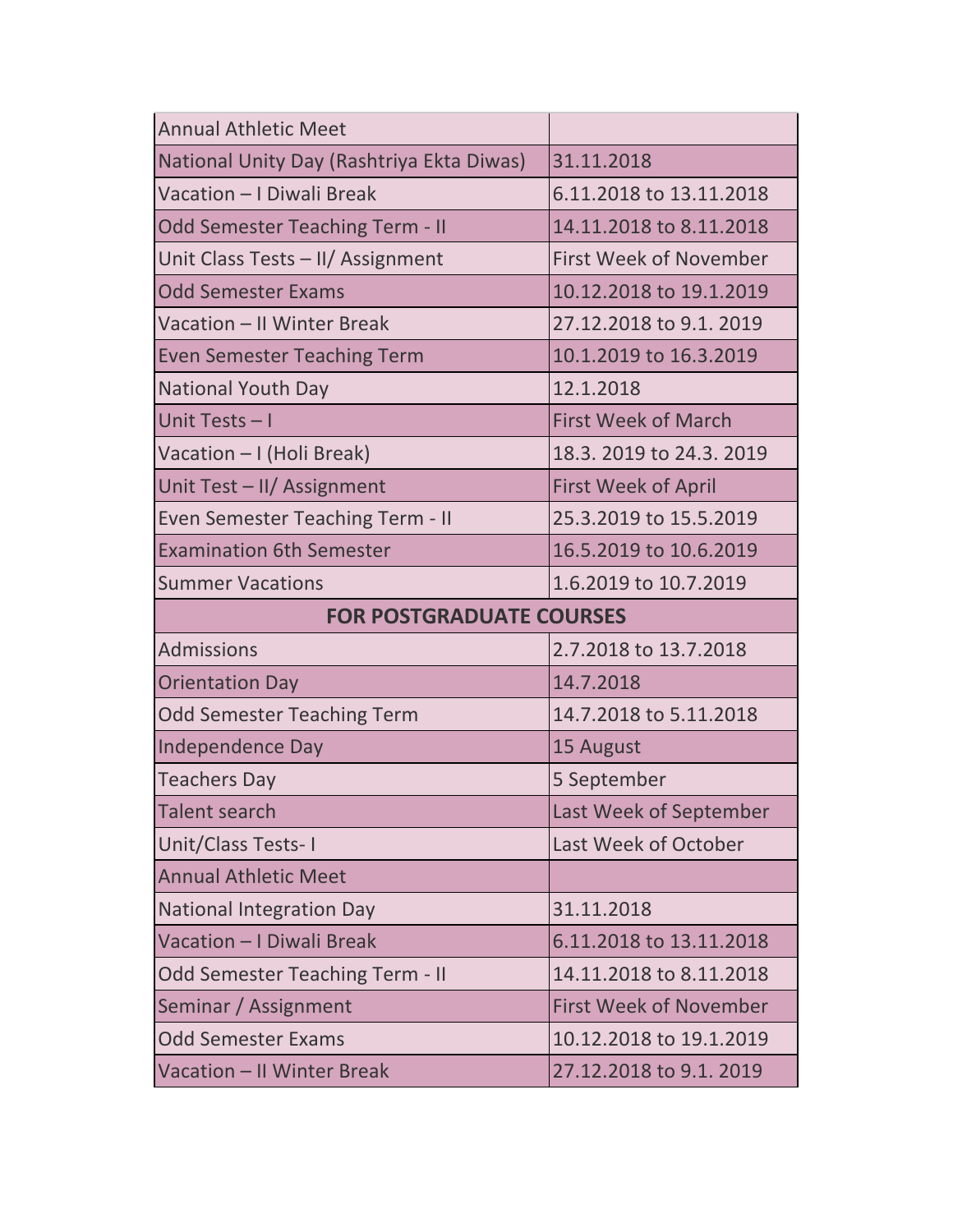| | |
|---|---|
| Annual Athletic Meet | |
| National Unity Day (Rashtriya Ekta Diwas) | 31.11.2018 |
| Vacation – I Diwali Break | 6.11.2018 to 13.11.2018 |
| Odd Semester Teaching Term - II | 14.11.2018 to 8.11.2018 |
| Unit Class Tests – II/ Assignment | First Week of November |
| Odd Semester Exams | 10.12.2018 to 19.1.2019 |
| Vacation – II Winter Break | 27.12.2018 to 9.1. 2019 |
| Even Semester Teaching Term | 10.1.2019 to 16.3.2019 |
| National Youth Day | 12.1.2018 |
| Unit Tests – I | First Week of March |
| Vacation – I (Holi Break) | 18.3. 2019 to 24.3. 2019 |
| Unit Test – II/ Assignment | First Week of April |
| Even Semester Teaching Term - II | 25.3.2019 to 15.5.2019 |
| Examination 6th Semester | 16.5.2019 to 10.6.2019 |
| Summer Vacations | 1.6.2019 to 10.7.2019 |
| **FOR POSTGRADUATE COURSES** | |
| Admissions | 2.7.2018 to 13.7.2018 |
| Orientation Day | 14.7.2018 |
| Odd Semester Teaching Term | 14.7.2018 to 5.11.2018 |
| Independence Day | 15 August |
| Teachers Day | 5 September |
| Talent search | Last Week of September |
| Unit/Class Tests- I | Last Week of October |
| Annual Athletic Meet | |
| National Integration Day | 31.11.2018 |
| Vacation – I Diwali Break | 6.11.2018 to 13.11.2018 |
| Odd Semester Teaching Term - II | 14.11.2018 to 8.11.2018 |
| Seminar / Assignment | First Week of November |
| Odd Semester Exams | 10.12.2018 to 19.1.2019 |
| Vacation – II Winter Break | 27.12.2018 to 9.1. 2019 |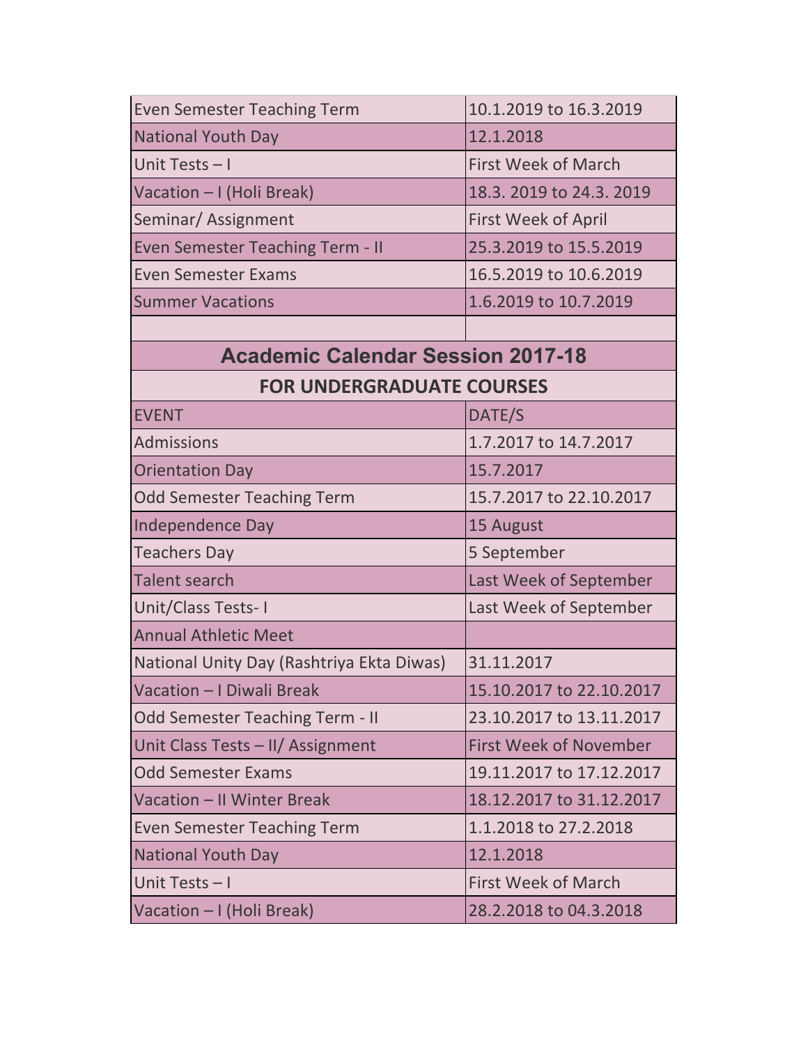| | |
|---|---|
| Even Semester Teaching Term | 10.1.2019 to 16.3.2019 |
| National Youth Day | 12.1.2018 |
| Unit Tests – I | First Week of March |
| Vacation – I (Holi Break) | 18.3. 2019 to 24.3. 2019 |
| Seminar/ Assignment | First Week of April |
| Even Semester Teaching Term - II | 25.3.2019 to 15.5.2019 |
| Even Semester Exams | 16.5.2019 to 10.6.2019 |
| Summer Vacations | 1.6.2019 to 10.7.2019 |

## Academic Calendar Session 2017-18

### FOR UNDERGRADUATE COURSES

| EVENT | DATE/S |
|---|---|
| Admissions | 1.7.2017 to 14.7.2017 |
| Orientation Day | 15.7.2017 |
| Odd Semester Teaching Term | 15.7.2017 to 22.10.2017 |
| Independence Day | 15 August |
| Teachers Day | 5 September |
| Talent search | Last Week of September |
| Unit/Class Tests- I | Last Week of September |
| Annual Athletic Meet | |
| National Unity Day (Rashtriya Ekta Diwas) | 31.11.2017 |
| Vacation – I Diwali Break | 15.10.2017 to 22.10.2017 |
| Odd Semester Teaching Term - II | 23.10.2017 to 13.11.2017 |
| Unit Class Tests – II/ Assignment | First Week of November |
| Odd Semester Exams | 19.11.2017 to 17.12.2017 |
| Vacation – II Winter Break | 18.12.2017 to 31.12.2017 |
| Even Semester Teaching Term | 1.1.2018 to 27.2.2018 |
| National Youth Day | 12.1.2018 |
| Unit Tests – I | First Week of March |
| Vacation – I (Holi Break) | 28.2.2018 to 04.3.2018 |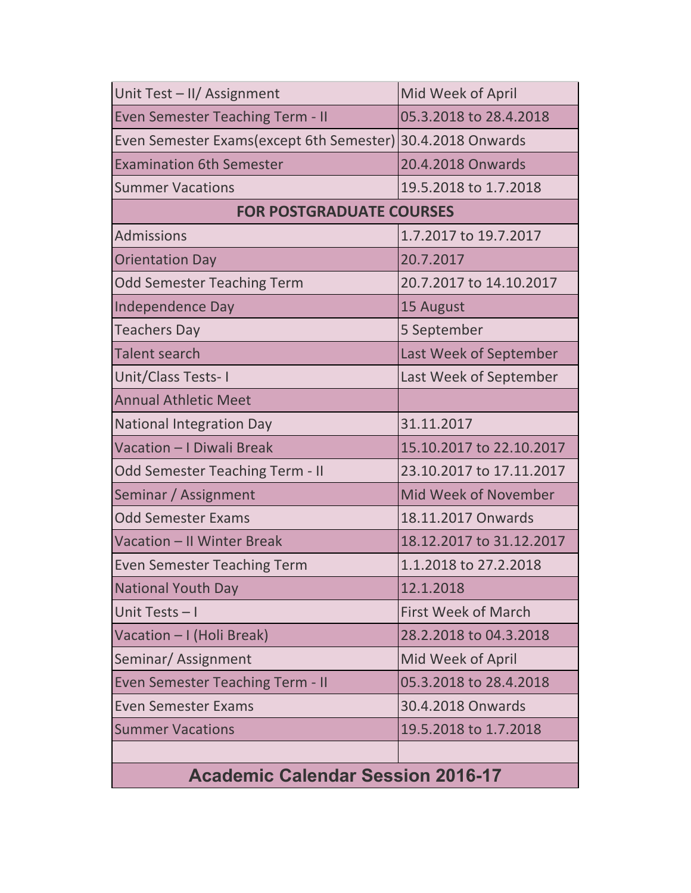| | |
|---|---|
| Unit Test – II/ Assignment | Mid Week of April |
| Even Semester Teaching Term - II | 05.3.2018 to 28.4.2018 |
| Even Semester Exams(except 6th Semester) | 30.4.2018 Onwards |
| Examination 6th Semester | 20.4.2018 Onwards |
| Summer Vacations | 19.5.2018 to 1.7.2018 |
| **FOR POSTGRADUATE COURSES** | |
| Admissions | 1.7.2017 to 19.7.2017 |
| Orientation Day | 20.7.2017 |
| Odd Semester Teaching Term | 20.7.2017 to 14.10.2017 |
| Independence Day | 15 August |
| Teachers Day | 5 September |
| Talent search | Last Week of September |
| Unit/Class Tests- I | Last Week of September |
| Annual Athletic Meet | |
| National Integration Day | 31.11.2017 |
| Vacation – I Diwali Break | 15.10.2017 to 22.10.2017 |
| Odd Semester Teaching Term - II | 23.10.2017 to 17.11.2017 |
| Seminar / Assignment | Mid Week of November |
| Odd Semester Exams | 18.11.2017 Onwards |
| Vacation – II Winter Break | 18.12.2017 to 31.12.2017 |
| Even Semester Teaching Term | 1.1.2018 to 27.2.2018 |
| National Youth Day | 12.1.2018 |
| Unit Tests – I | First Week of March |
| Vacation – I (Holi Break) | 28.2.2018 to 04.3.2018 |
| Seminar/ Assignment | Mid Week of April |
| Even Semester Teaching Term - II | 05.3.2018 to 28.4.2018 |
| Even Semester Exams | 30.4.2018 Onwards |
| Summer Vacations | 19.5.2018 to 1.7.2018 |
| | |

## Academic Calendar Session 2016-17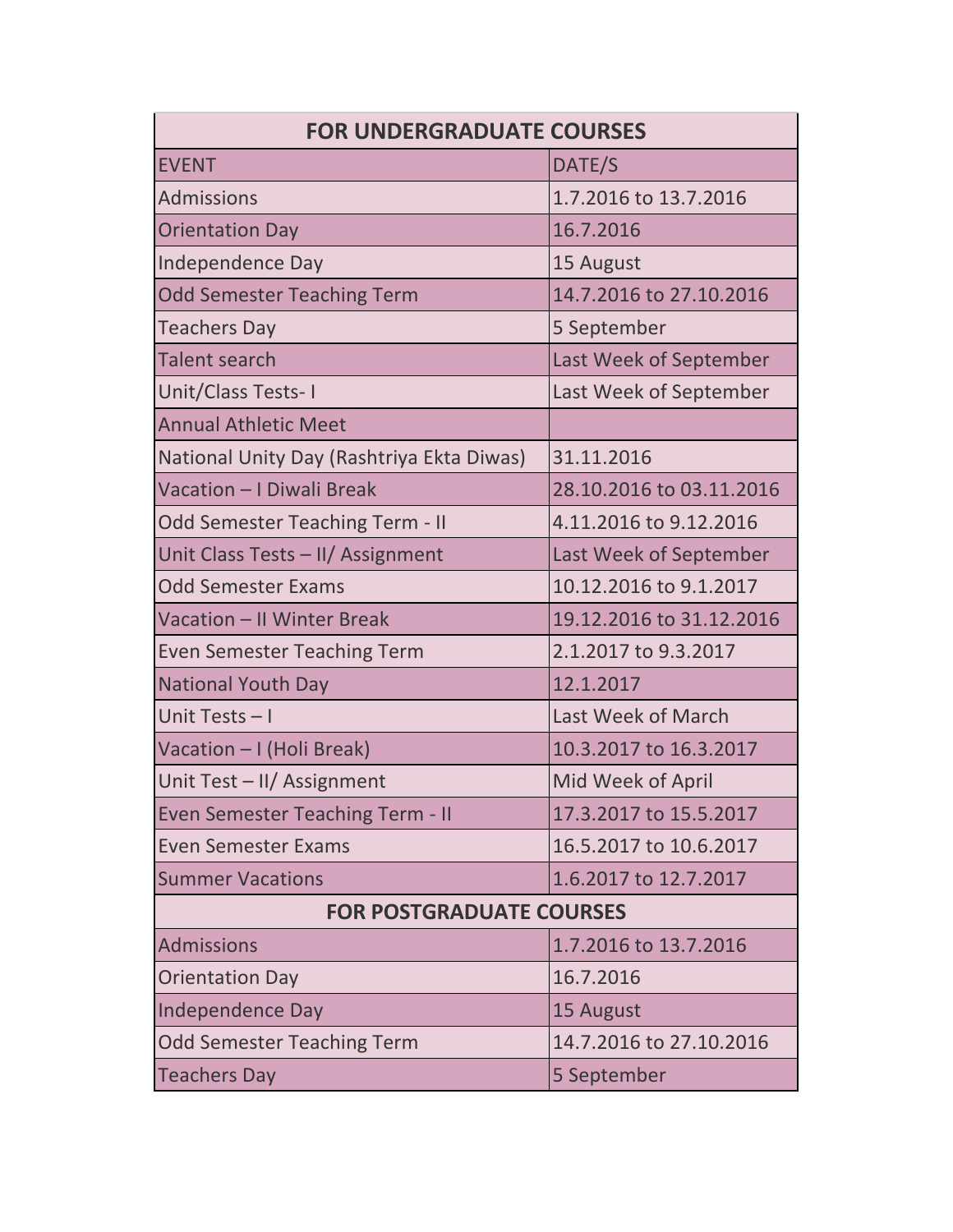| FOR UNDERGRADUATE COURSES | |
|---|---|
| EVENT | DATE/S |
| Admissions | 1.7.2016 to 13.7.2016 |
| Orientation Day | 16.7.2016 |
| Independence Day | 15 August |
| Odd Semester Teaching Term | 14.7.2016 to 27.10.2016 |
| Teachers Day | 5 September |
| Talent search | Last Week of September |
| Unit/Class Tests- I | Last Week of September |
| Annual Athletic Meet | |
| National Unity Day (Rashtriya Ekta Diwas) | 31.11.2016 |
| Vacation – I Diwali Break | 28.10.2016 to 03.11.2016 |
| Odd Semester Teaching Term - II | 4.11.2016 to 9.12.2016 |
| Unit Class Tests – II/ Assignment | Last Week of September |
| Odd Semester Exams | 10.12.2016 to 9.1.2017 |
| Vacation – II Winter Break | 19.12.2016 to 31.12.2016 |
| Even Semester Teaching Term | 2.1.2017 to 9.3.2017 |
| National Youth Day | 12.1.2017 |
| Unit Tests – I | Last Week of March |
| Vacation – I (Holi Break) | 10.3.2017 to 16.3.2017 |
| Unit Test – II/ Assignment | Mid Week of April |
| Even Semester Teaching Term - II | 17.3.2017 to 15.5.2017 |
| Even Semester Exams | 16.5.2017 to 10.6.2017 |
| Summer Vacations | 1.6.2017 to 12.7.2017 |
| **FOR POSTGRADUATE COURSES** | |
| Admissions | 1.7.2016 to 13.7.2016 |
| Orientation Day | 16.7.2016 |
| Independence Day | 15 August |
| Odd Semester Teaching Term | 14.7.2016 to 27.10.2016 |
| Teachers Day | 5 September |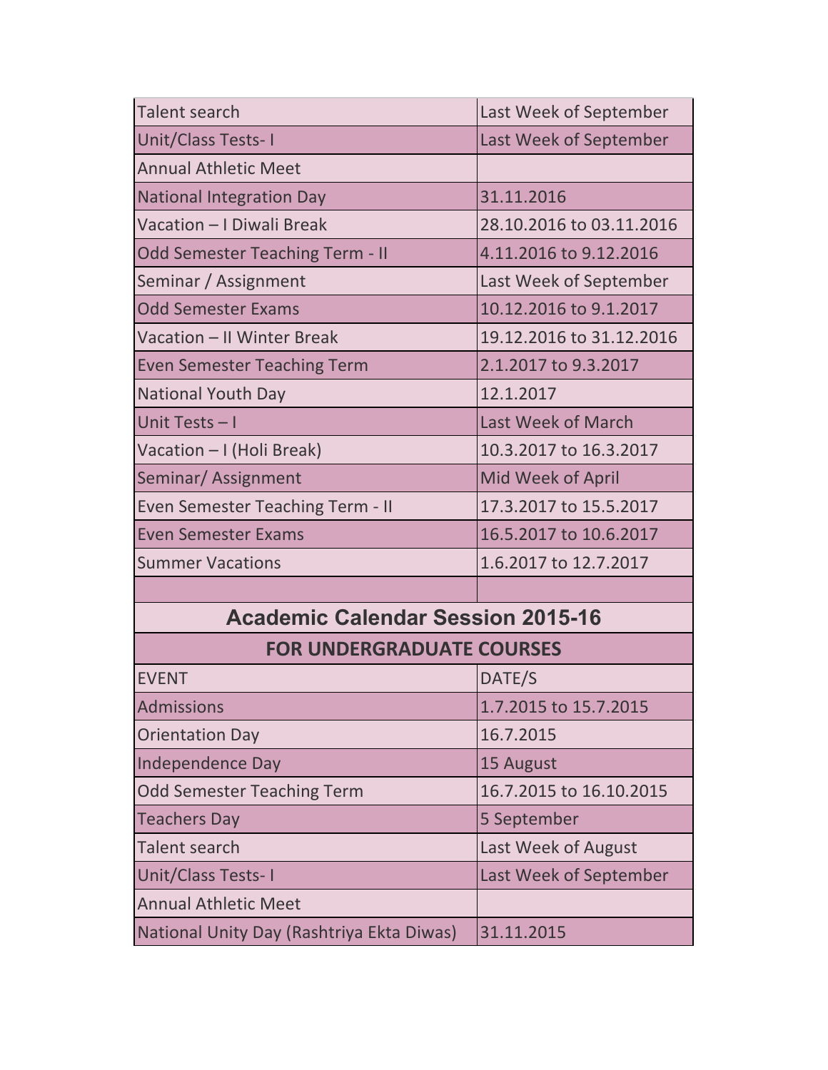| | |
|---|---|
| Talent search | Last Week of September |
| Unit/Class Tests- I | Last Week of September |
| Annual Athletic Meet | |
| National Integration Day | 31.11.2016 |
| Vacation – I Diwali Break | 28.10.2016 to 03.11.2016 |
| Odd Semester Teaching Term - II | 4.11.2016 to 9.12.2016 |
| Seminar / Assignment | Last Week of September |
| Odd Semester Exams | 10.12.2016 to 9.1.2017 |
| Vacation – II Winter Break | 19.12.2016 to 31.12.2016 |
| Even Semester Teaching Term | 2.1.2017 to 9.3.2017 |
| National Youth Day | 12.1.2017 |
| Unit Tests – I | Last Week of March |
| Vacation – I (Holi Break) | 10.3.2017 to 16.3.2017 |
| Seminar/ Assignment | Mid Week of April |
| Even Semester Teaching Term - II | 17.3.2017 to 15.5.2017 |
| Even Semester Exams | 16.5.2017 to 10.6.2017 |
| Summer Vacations | 1.6.2017 to 12.7.2017 |

## Academic Calendar Session 2015-16

### FOR UNDERGRADUATE COURSES

| EVENT | DATE/S |
|---|---|
| Admissions | 1.7.2015 to 15.7.2015 |
| Orientation Day | 16.7.2015 |
| Independence Day | 15 August |
| Odd Semester Teaching Term | 16.7.2015 to 16.10.2015 |
| Teachers Day | 5 September |
| Talent search | Last Week of August |
| Unit/Class Tests- I | Last Week of September |
| Annual Athletic Meet | |
| National Unity Day (Rashtriya Ekta Diwas) | 31.11.2015 |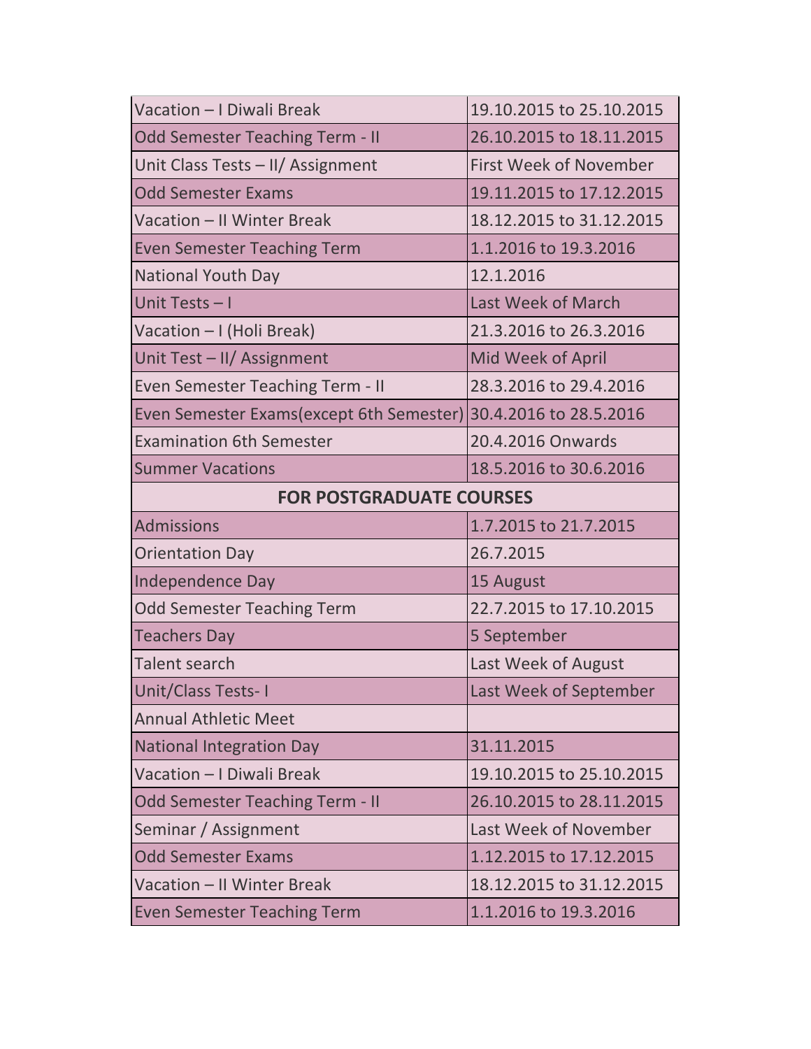| | |
|---|---|
| Vacation – I Diwali Break | 19.10.2015 to 25.10.2015 |
| Odd Semester Teaching Term - II | 26.10.2015 to 18.11.2015 |
| Unit Class Tests – II/ Assignment | First Week of November |
| Odd Semester Exams | 19.11.2015 to 17.12.2015 |
| Vacation – II Winter Break | 18.12.2015 to 31.12.2015 |
| Even Semester Teaching Term | 1.1.2016 to 19.3.2016 |
| National Youth Day | 12.1.2016 |
| Unit Tests – I | Last Week of March |
| Vacation – I (Holi Break) | 21.3.2016 to 26.3.2016 |
| Unit Test – II/ Assignment | Mid Week of April |
| Even Semester Teaching Term - II | 28.3.2016 to 29.4.2016 |
| Even Semester Exams(except 6th Semester) | 30.4.2016 to 28.5.2016 |
| Examination 6th Semester | 20.4.2016 Onwards |
| Summer Vacations | 18.5.2016 to 30.6.2016 |
| **FOR POSTGRADUATE COURSES** | |
| Admissions | 1.7.2015 to 21.7.2015 |
| Orientation Day | 26.7.2015 |
| Independence Day | 15 August |
| Odd Semester Teaching Term | 22.7.2015 to 17.10.2015 |
| Teachers Day | 5 September |
| Talent search | Last Week of August |
| Unit/Class Tests- I | Last Week of September |
| Annual Athletic Meet | |
| National Integration Day | 31.11.2015 |
| Vacation – I Diwali Break | 19.10.2015 to 25.10.2015 |
| Odd Semester Teaching Term - II | 26.10.2015 to 28.11.2015 |
| Seminar / Assignment | Last Week of November |
| Odd Semester Exams | 1.12.2015 to 17.12.2015 |
| Vacation – II Winter Break | 18.12.2015 to 31.12.2015 |
| Even Semester Teaching Term | 1.1.2016 to 19.3.2016 |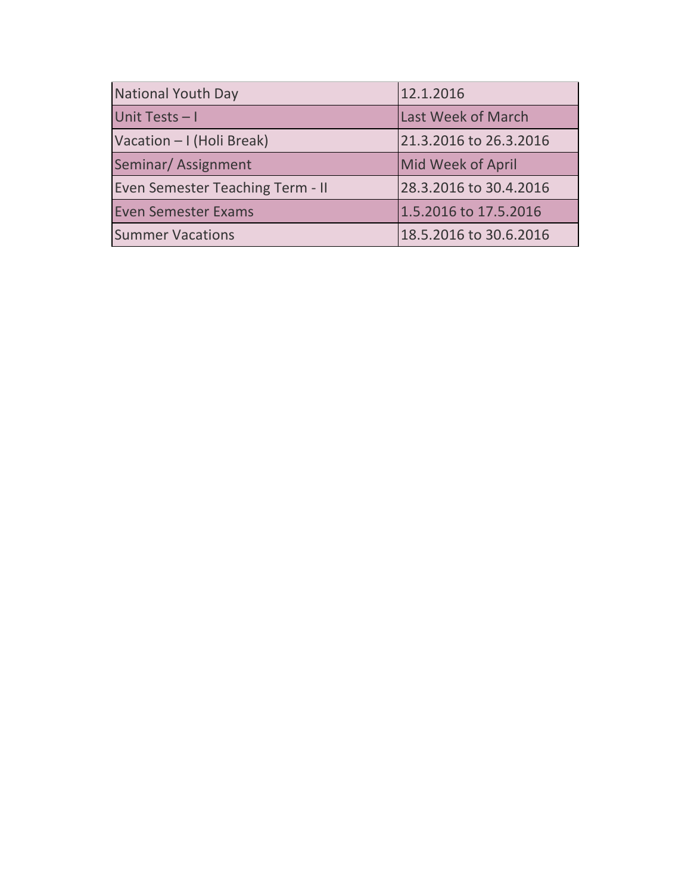| | |
|---|---|
| National Youth Day | 12.1.2016 |
| Unit Tests – I | Last Week of March |
| Vacation – I (Holi Break) | 21.3.2016 to 26.3.2016 |
| Seminar/ Assignment | Mid Week of April |
| Even Semester Teaching Term - II | 28.3.2016 to 30.4.2016 |
| Even Semester Exams | 1.5.2016 to 17.5.2016 |
| Summer Vacations | 18.5.2016 to 30.6.2016 |